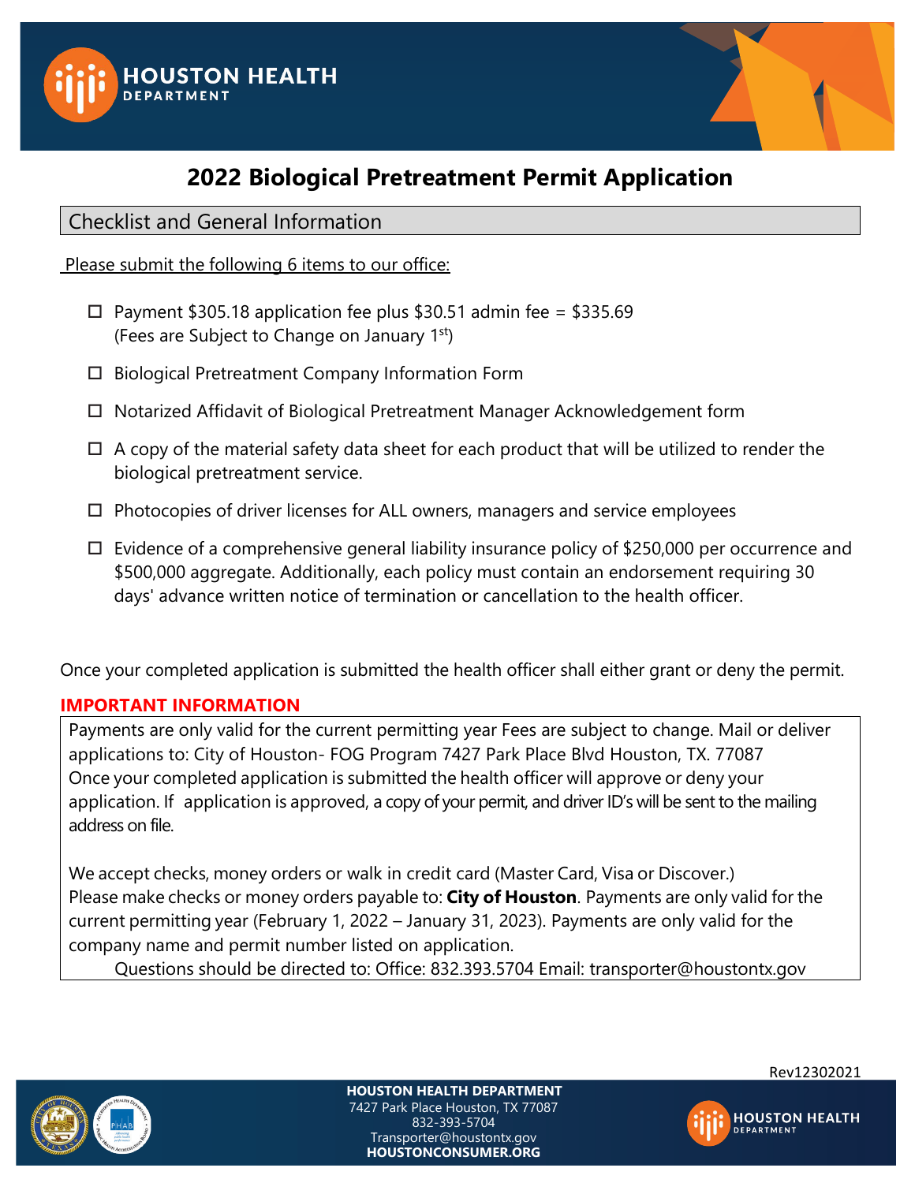# 2022 Biological Pretreatment Permit Application

## Checklist and General Information

Please submit the following 6 items to our office:

- ☐ Payment $305.18 application fee plus $30.51 admin fee = $335.69 (Fees are Subject to Change on January 1st)
- ☐ Biological Pretreatment Company Information Form
- ☐ Notarized Affidavit of Biological Pretreatment Manager Acknowledgement form
- ☐ A copy of the material safety data sheet for each product that will be utilized to render the biological pretreatment service.
- ☐ Photocopies of driver licenses for ALL owners, managers and service employees
- ☐ Evidence of a comprehensive general liability insurance policy of $250,000 per occurrence and $500,000 aggregate. Additionally, each policy must contain an endorsement requiring 30 days' advance written notice of termination or cancellation to the health officer.

Once your completed application is submitted the health officer shall either grant or deny the permit.

**IMPORTANT INFORMATION**

Payments are only valid for the current permitting year Fees are subject to change. Mail or deliver applications to: City of Houston- FOG Program 7427 Park Place Blvd Houston, TX. 77087 Once your completed application is submitted the health officer will approve or deny your application. If application is approved, a copy of your permit, and driver ID's will be sent to the mailing address on file.

We accept checks, money orders or walk in credit card (Master Card, Visa or Discover.) Please make checks or money orders payable to: **City of Houston**. Payments are only valid for the current permitting year (February 1, 2022 – January 31, 2023). Payments are only valid for the company name and permit number listed on application.

Questions should be directed to: Office: 832.393.5704 Email: transporter@houstontx.gov

Rev12302021

**HOUSTON HEALTH DEPARTMENT**
7427 Park Place Houston, TX 77087
832-393-5704
Transporter@houstontx.gov
**HOUSTONCONSUMER.ORG**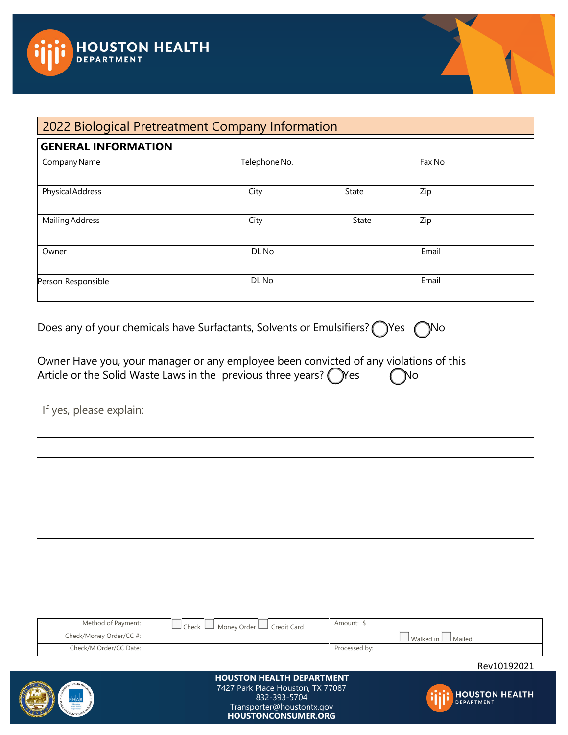HOUSTON HEALTH DEPARTMENT

## 2022 Biological Pretreatment Company Information

| **GENERAL INFORMATION** | | | |
|---|---|---|---|
| Company Name | Telephone No. | | Fax No |
| Physical Address | City | State | Zip |
| Mailing Address | City | State | Zip |
| Owner | DL No | | Email |
| Person Responsible | DL No | | Email |

Does any of your chemicals have Surfactants, Solvents or Emulsifiers? ◯ Yes ◯ No

Owner Have you, your manager or any employee been convicted of any violations of this Article or the Solid Waste Laws in the previous three years? ◯ Yes ◯ No

If yes, please explain: ______________________________________________

______________________________________________

______________________________________________

______________________________________________

______________________________________________

______________________________________________

______________________________________________

| Method of Payment: | ☐ Check ☐ Money Order ☐ Credit Card | Amount: $ |
|---|---|---|
| Check/Money Order/CC #: | | ☐ Walked in ☐ Mailed |
| Check/M.Order/CC Date: | | Processed by: |

Rev10192021

**HOUSTON HEALTH DEPARTMENT**
7427 Park Place Houston, TX 77087
832-393-5704
Transporter@houstontx.gov
**HOUSTONCONSUMER.ORG**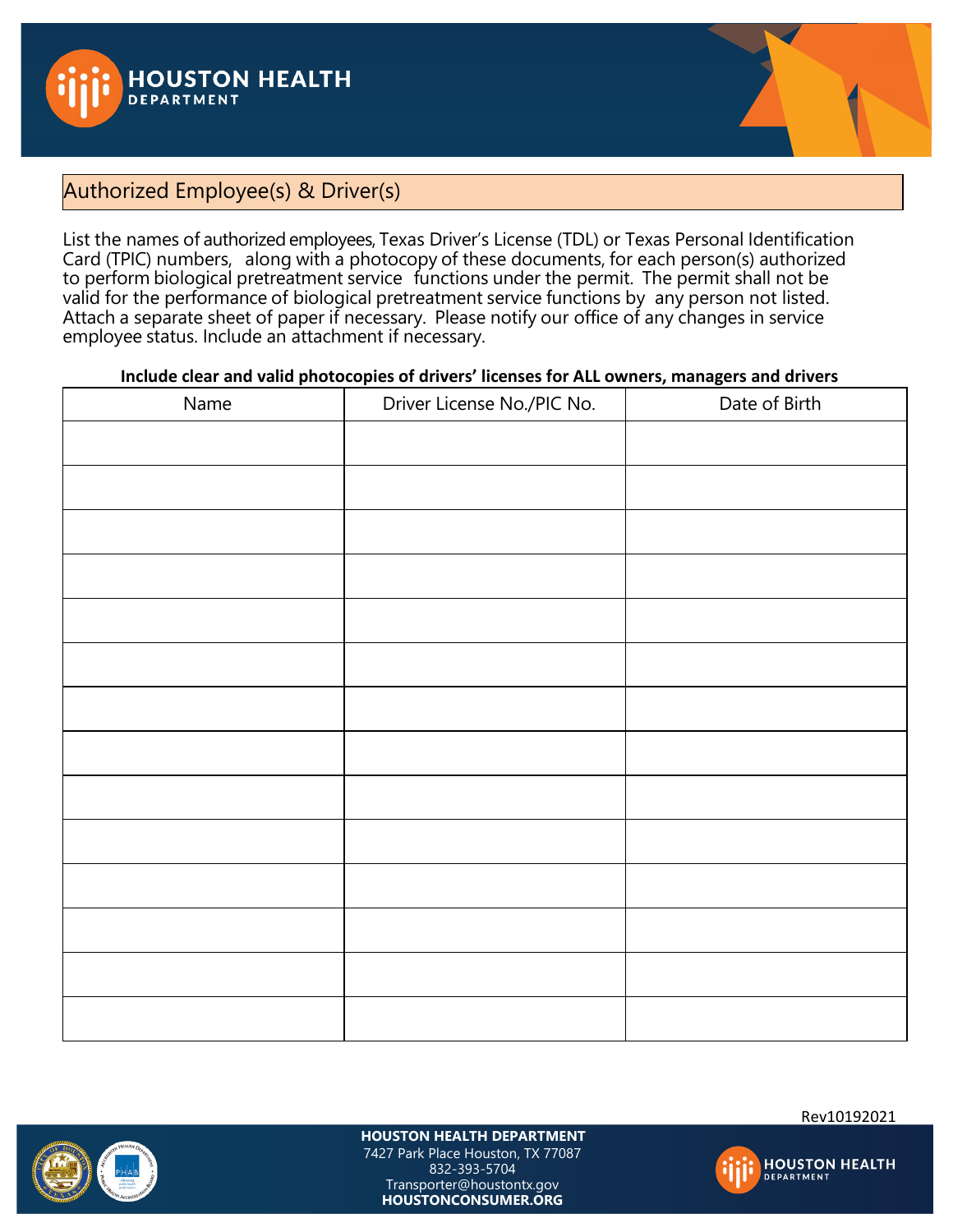## Authorized Employee(s) & Driver(s)

List the names of authorized employees, Texas Driver's License (TDL) or Texas Personal Identification Card (TPIC) numbers, along with a photocopy of these documents, for each person(s) authorized to perform biological pretreatment service functions under the permit. The permit shall not be valid for the performance of biological pretreatment service functions by any person not listed. Attach a separate sheet of paper if necessary. Please notify our office of any changes in service employee status. Include an attachment if necessary.

**Include clear and valid photocopies of drivers' licenses for ALL owners, managers and drivers**

| Name | Driver License No./PIC No. | Date of Birth |
|---|---|---|
| | | |
| | | |
| | | |
| | | |
| | | |
| | | |
| | | |
| | | |
| | | |
| | | |
| | | |
| | | |
| | | |
| | | |

Rev10192021

**HOUSTON HEALTH DEPARTMENT**
7427 Park Place Houston, TX 77087
832-393-5704
Transporter@houstontx.gov
**HOUSTONCONSUMER.ORG**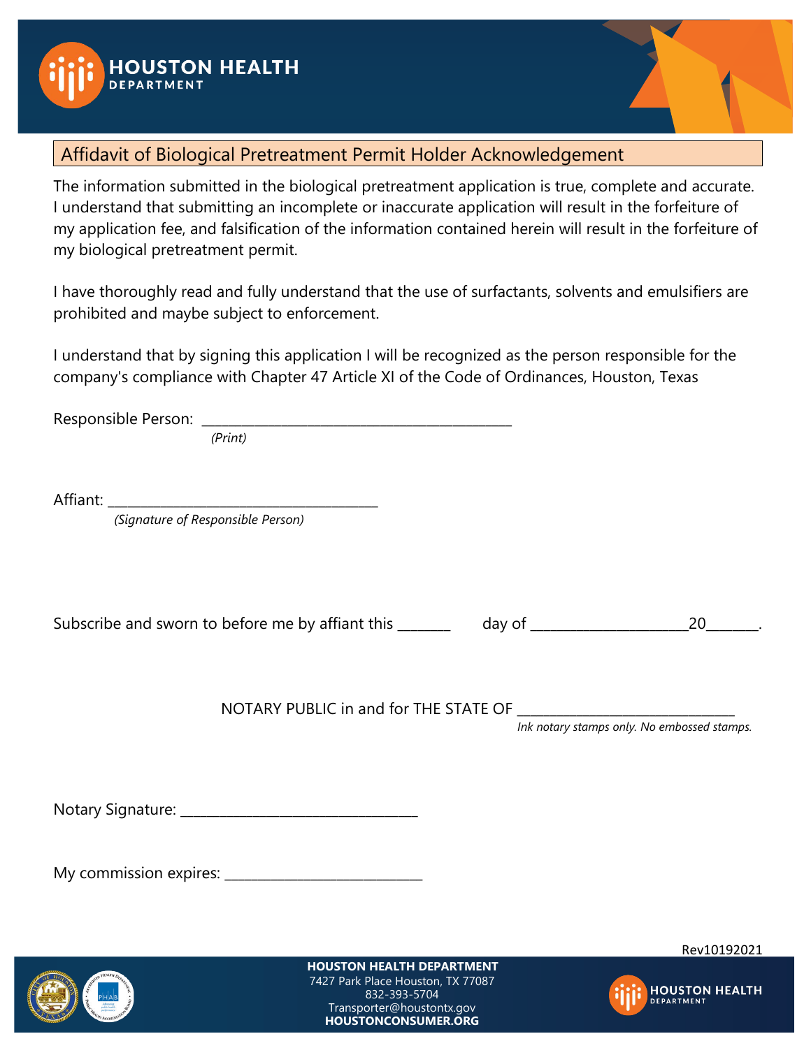## Affidavit of Biological Pretreatment Permit Holder Acknowledgement

The information submitted in the biological pretreatment application is true, complete and accurate. I understand that submitting an incomplete or inaccurate application will result in the forfeiture of my application fee, and falsification of the information contained herein will result in the forfeiture of my biological pretreatment permit.

I have thoroughly read and fully understand that the use of surfactants, solvents and emulsifiers are prohibited and maybe subject to enforcement.

I understand that by signing this application I will be recognized as the person responsible for the company's compliance with Chapter 47 Article XI of the Code of Ordinances, Houston, Texas

Responsible Person: ___________________________________________
*(Print)*

Affiant: ______________________________________
*(Signature of Responsible Person)*

Subscribe and sworn to before me by affiant this _______ day of _____________________20_______.

NOTARY PUBLIC in and for THE STATE OF ______________________________
*Ink notary stamps only. No embossed stamps.*

Notary Signature: _________________________________

My commission expires: ____________________________

Rev10192021

**HOUSTON HEALTH DEPARTMENT**
7427 Park Place Houston, TX 77087
832-393-5704
Transporter@houstontx.gov
**HOUSTONCONSUMER.ORG**